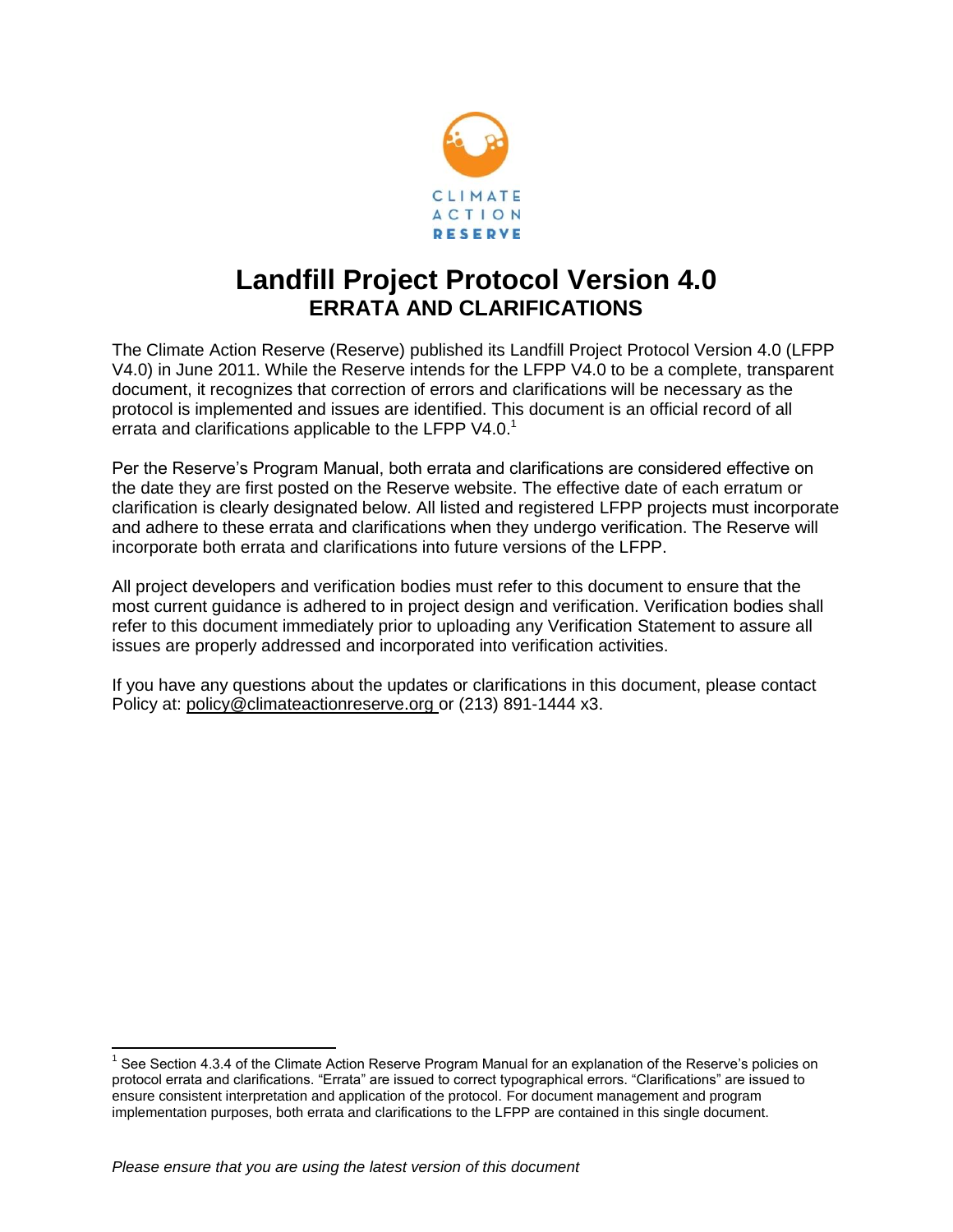# Landfill Project Protocol Version 4.0

## ERRATA AND CLARIFICATIONS

The Climate Action Reserve (Reserve) published its Landfill Project Protocol Version 4.0 (LFPP V4.0) in June 2011. While the Reserve intends for the LFPP V4.0 to be a complete, transparent document, it recognizes that correction of errors and clarifications will be necessary as the protocol is implemented and issues are identified. This document is an official record of all errata and clarifications applicable to the LFPP V4.0.[1]

Per the Reserve's Program Manual, both errata and clarifications are considered effective on the date they are first posted on the Reserve website. The effective date of each erratum or clarification is clearly designated below. All listed and registered LFPP projects must incorporate and adhere to these errata and clarifications when they undergo verification. The Reserve will incorporate both errata and clarifications into future versions of the LFPP.

All project developers and verification bodies must refer to this document to ensure that the most current guidance is adhered to in project design and verification. Verification bodies shall refer to this document immediately prior to uploading any Verification Statement to assure all issues are properly addressed and incorporated into verification activities.

If you have any questions about the updates or clarifications in this document, please contact Policy at: policy@climateactionreserve.org or (213) 891-1444 x3.

[1] See Section 4.3.4 of the Climate Action Reserve Program Manual for an explanation of the Reserve's policies on protocol errata and clarifications. "Errata" are issued to correct typographical errors. "Clarifications" are issued to ensure consistent interpretation and application of the protocol. For document management and program implementation purposes, both errata and clarifications to the LFPP are contained in this single document.

*Please ensure that you are using the latest version of this document*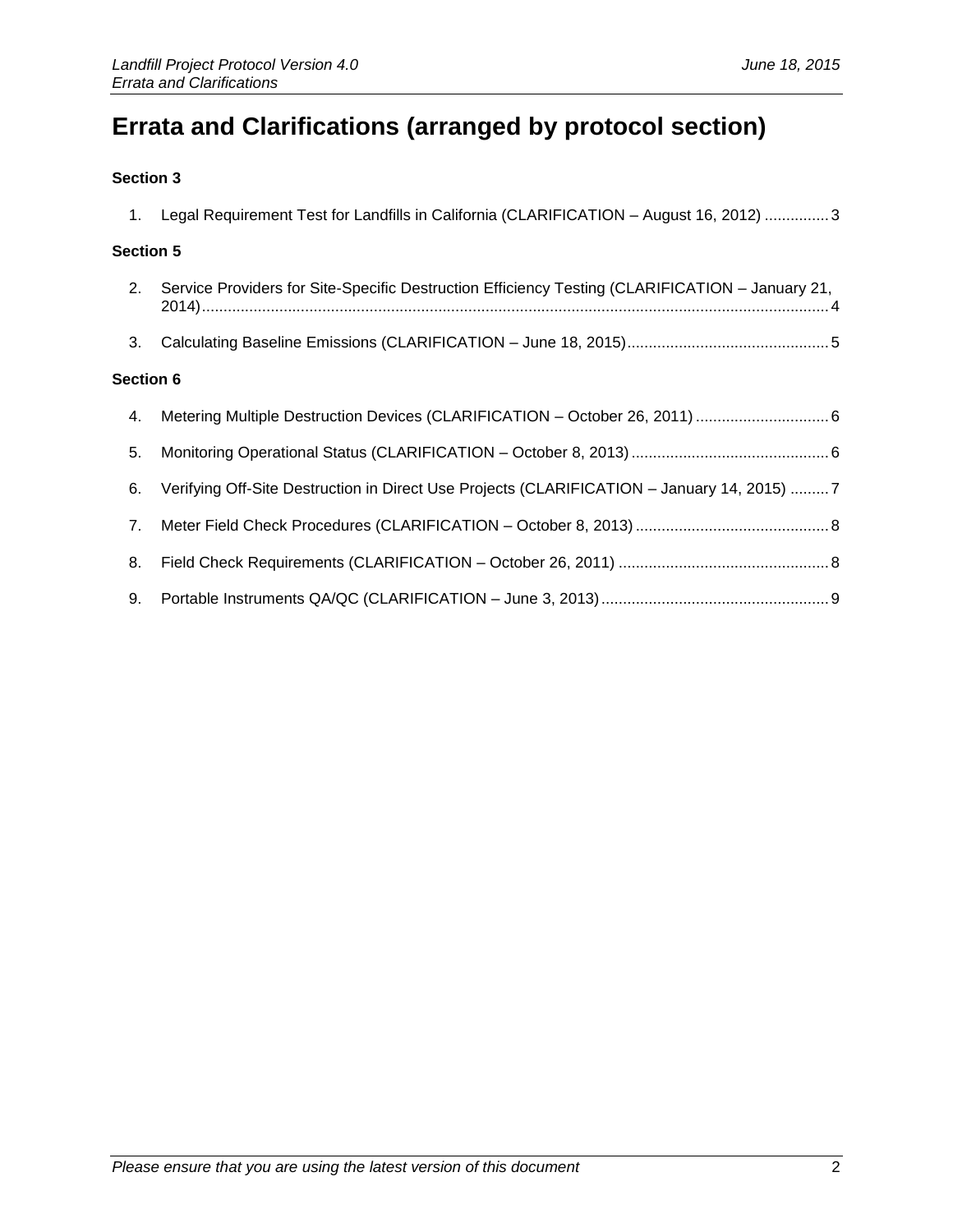# Errata and Clarifications (arranged by protocol section)

**Section 3**

1. Legal Requirement Test for Landfills in California (CLARIFICATION – August 16, 2012) ............... 3

**Section 5**

2. Service Providers for Site-Specific Destruction Efficiency Testing (CLARIFICATION – January 21, 2014) ................................................................................................................................ 4
3. Calculating Baseline Emissions (CLARIFICATION – June 18, 2015) .............................................. 5

**Section 6**

4. Metering Multiple Destruction Devices (CLARIFICATION – October 26, 2011) .............................. 6
5. Monitoring Operational Status (CLARIFICATION – October 8, 2013) ............................................. 6
6. Verifying Off-Site Destruction in Direct Use Projects (CLARIFICATION – January 14, 2015) ......... 7
7. Meter Field Check Procedures (CLARIFICATION – October 8, 2013) ............................................ 8
8. Field Check Requirements (CLARIFICATION – October 26, 2011) ................................................ 8
9. Portable Instruments QA/QC (CLARIFICATION – June 3, 2013) .................................................... 9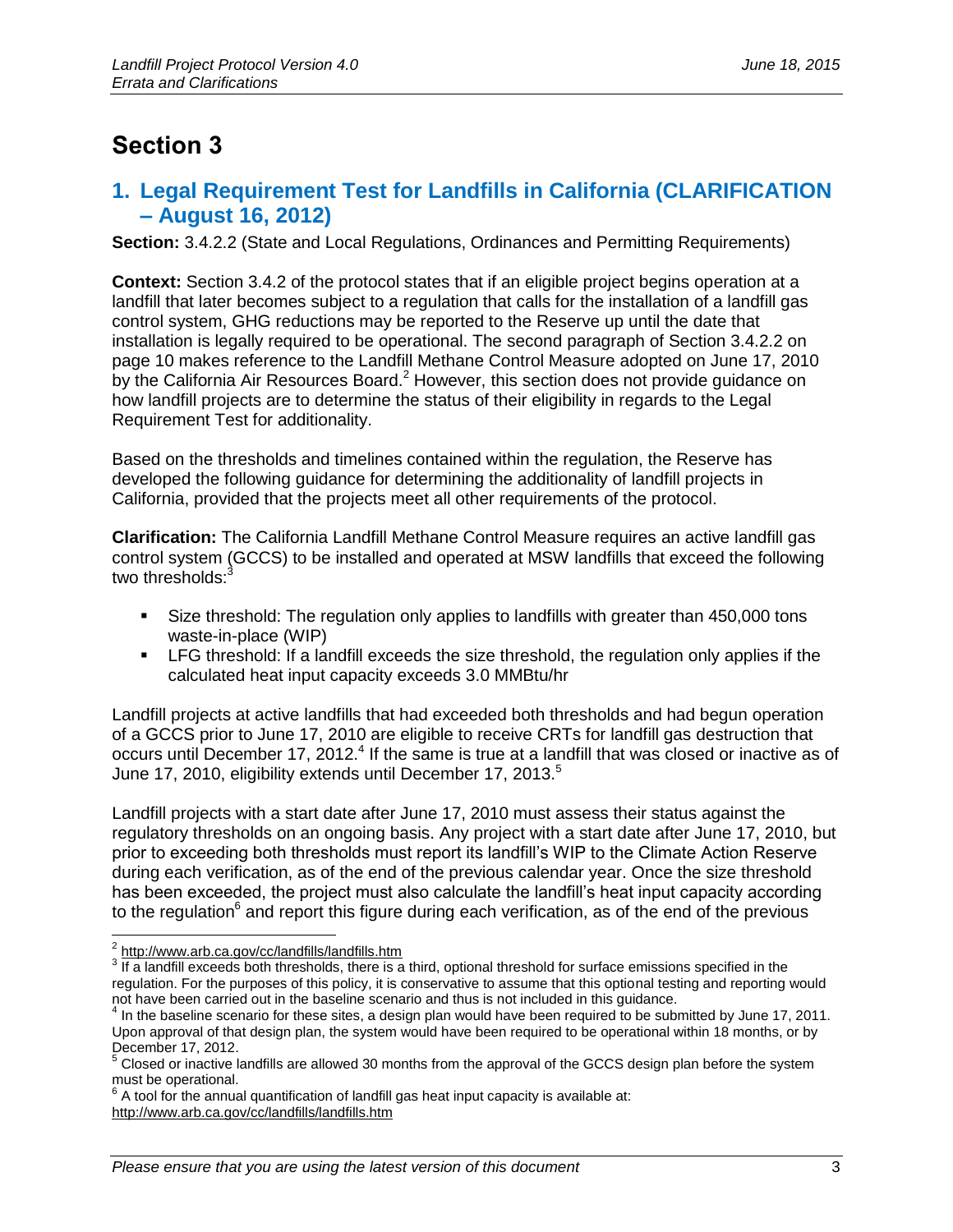# Section 3

## 1. Legal Requirement Test for Landfills in California (CLARIFICATION – August 16, 2012)

**Section:** 3.4.2.2 (State and Local Regulations, Ordinances and Permitting Requirements)

**Context:** Section 3.4.2 of the protocol states that if an eligible project begins operation at a landfill that later becomes subject to a regulation that calls for the installation of a landfill gas control system, GHG reductions may be reported to the Reserve up until the date that installation is legally required to be operational. The second paragraph of Section 3.4.2.2 on page 10 makes reference to the Landfill Methane Control Measure adopted on June 17, 2010 by the California Air Resources Board.[2] However, this section does not provide guidance on how landfill projects are to determine the status of their eligibility in regards to the Legal Requirement Test for additionality.

Based on the thresholds and timelines contained within the regulation, the Reserve has developed the following guidance for determining the additionality of landfill projects in California, provided that the projects meet all other requirements of the protocol.

**Clarification:** The California Landfill Methane Control Measure requires an active landfill gas control system (GCCS) to be installed and operated at MSW landfills that exceed the following two thresholds:[3]

- Size threshold: The regulation only applies to landfills with greater than 450,000 tons waste-in-place (WIP)
- LFG threshold: If a landfill exceeds the size threshold, the regulation only applies if the calculated heat input capacity exceeds 3.0 MMBtu/hr

Landfill projects at active landfills that had exceeded both thresholds and had begun operation of a GCCS prior to June 17, 2010 are eligible to receive CRTs for landfill gas destruction that occurs until December 17, 2012.[4] If the same is true at a landfill that was closed or inactive as of June 17, 2010, eligibility extends until December 17, 2013.[5]

Landfill projects with a start date after June 17, 2010 must assess their status against the regulatory thresholds on an ongoing basis. Any project with a start date after June 17, 2010, but prior to exceeding both thresholds must report its landfill's WIP to the Climate Action Reserve during each verification, as of the end of the previous calendar year. Once the size threshold has been exceeded, the project must also calculate the landfill's heat input capacity according to the regulation[6] and report this figure during each verification, as of the end of the previous

---

[2] http://www.arb.ca.gov/cc/landfills/landfills.htm

[3] If a landfill exceeds both thresholds, there is a third, optional threshold for surface emissions specified in the regulation. For the purposes of this policy, it is conservative to assume that this optional testing and reporting would not have been carried out in the baseline scenario and thus is not included in this guidance.

[4] In the baseline scenario for these sites, a design plan would have been required to be submitted by June 17, 2011. Upon approval of that design plan, the system would have been required to be operational within 18 months, or by December 17, 2012.

[5] Closed or inactive landfills are allowed 30 months from the approval of the GCCS design plan before the system must be operational.

[6] A tool for the annual quantification of landfill gas heat input capacity is available at: http://www.arb.ca.gov/cc/landfills/landfills.htm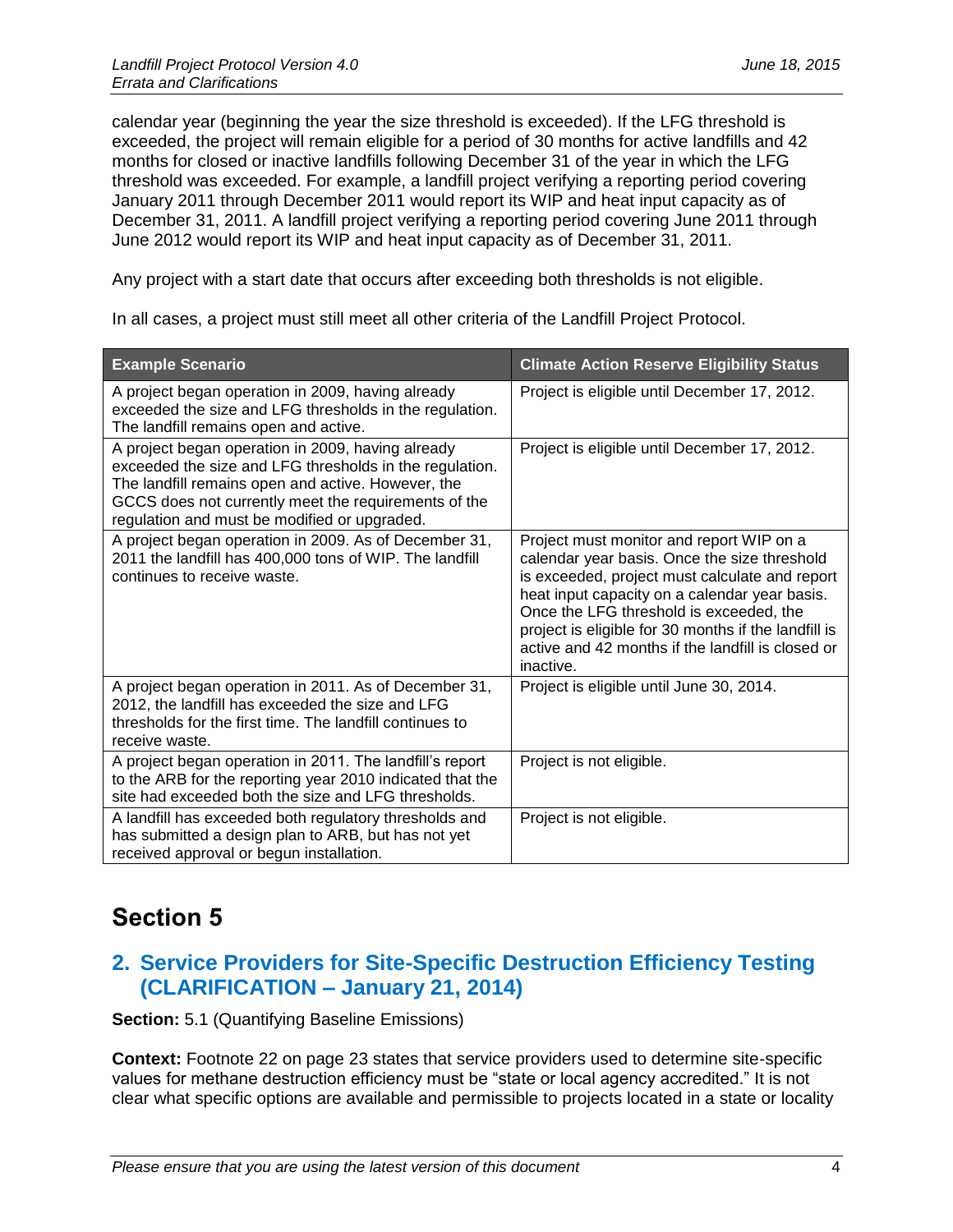calendar year (beginning the year the size threshold is exceeded). If the LFG threshold is exceeded, the project will remain eligible for a period of 30 months for active landfills and 42 months for closed or inactive landfills following December 31 of the year in which the LFG threshold was exceeded. For example, a landfill project verifying a reporting period covering January 2011 through December 2011 would report its WIP and heat input capacity as of December 31, 2011. A landfill project verifying a reporting period covering June 2011 through June 2012 would report its WIP and heat input capacity as of December 31, 2011.

Any project with a start date that occurs after exceeding both thresholds is not eligible.

In all cases, a project must still meet all other criteria of the Landfill Project Protocol.

| Example Scenario | Climate Action Reserve Eligibility Status |
|---|---|
| A project began operation in 2009, having already exceeded the size and LFG thresholds in the regulation. The landfill remains open and active. | Project is eligible until December 17, 2012. |
| A project began operation in 2009, having already exceeded the size and LFG thresholds in the regulation. The landfill remains open and active. However, the GCCS does not currently meet the requirements of the regulation and must be modified or upgraded. | Project is eligible until December 17, 2012. |
| A project began operation in 2009. As of December 31, 2011 the landfill has 400,000 tons of WIP. The landfill continues to receive waste. | Project must monitor and report WIP on a calendar year basis. Once the size threshold is exceeded, project must calculate and report heat input capacity on a calendar year basis. Once the LFG threshold is exceeded, the project is eligible for 30 months if the landfill is active and 42 months if the landfill is closed or inactive. |
| A project began operation in 2011. As of December 31, 2012, the landfill has exceeded the size and LFG thresholds for the first time. The landfill continues to receive waste. | Project is eligible until June 30, 2014. |
| A project began operation in 2011. The landfill's report to the ARB for the reporting year 2010 indicated that the site had exceeded both the size and LFG thresholds. | Project is not eligible. |
| A landfill has exceeded both regulatory thresholds and has submitted a design plan to ARB, but has not yet received approval or begun installation. | Project is not eligible. |

# Section 5

## 2. Service Providers for Site-Specific Destruction Efficiency Testing (CLARIFICATION – January 21, 2014)

**Section:** 5.1 (Quantifying Baseline Emissions)

**Context:** Footnote 22 on page 23 states that service providers used to determine site-specific values for methane destruction efficiency must be "state or local agency accredited." It is not clear what specific options are available and permissible to projects located in a state or locality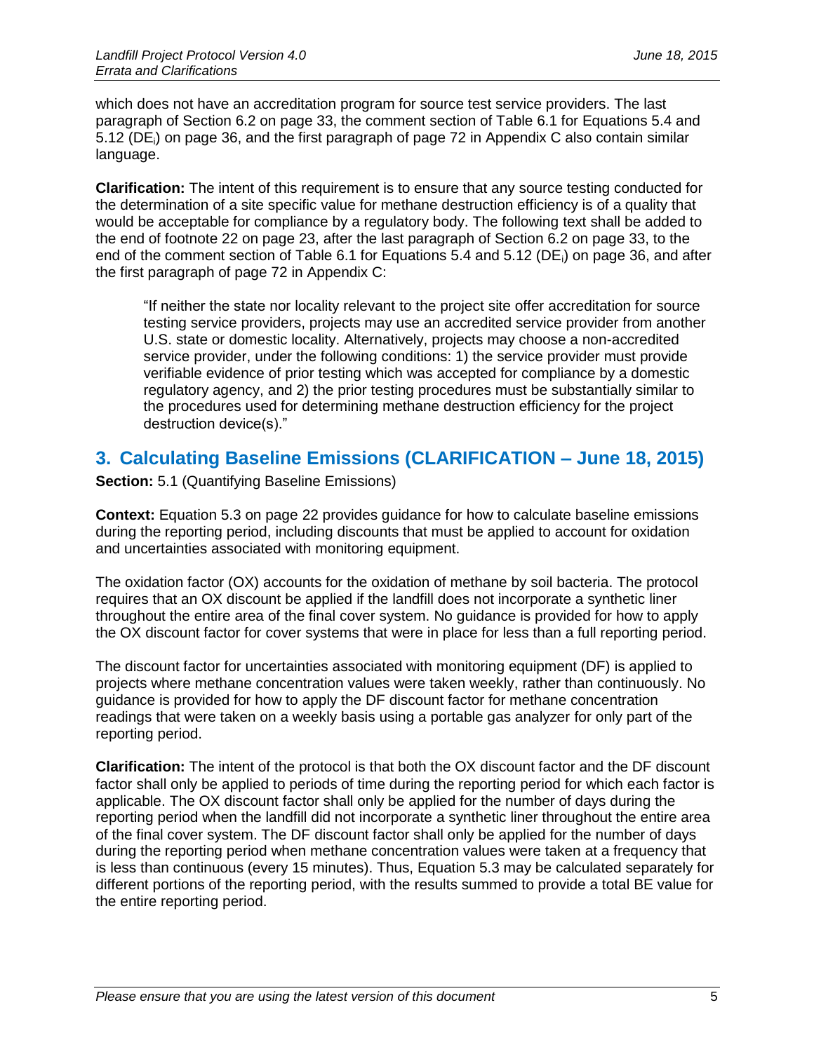which does not have an accreditation program for source test service providers. The last paragraph of Section 6.2 on page 33, the comment section of Table 6.1 for Equations 5.4 and 5.12 ($DE_i$) on page 36, and the first paragraph of page 72 in Appendix C also contain similar language.

**Clarification:** The intent of this requirement is to ensure that any source testing conducted for the determination of a site specific value for methane destruction efficiency is of a quality that would be acceptable for compliance by a regulatory body. The following text shall be added to the end of footnote 22 on page 23, after the last paragraph of Section 6.2 on page 33, to the end of the comment section of Table 6.1 for Equations 5.4 and 5.12 ($DE_i$) on page 36, and after the first paragraph of page 72 in Appendix C:

> "If neither the state nor locality relevant to the project site offer accreditation for source testing service providers, projects may use an accredited service provider from another U.S. state or domestic locality. Alternatively, projects may choose a non-accredited service provider, under the following conditions: 1) the service provider must provide verifiable evidence of prior testing which was accepted for compliance by a domestic regulatory agency, and 2) the prior testing procedures must be substantially similar to the procedures used for determining methane destruction efficiency for the project destruction device(s)."

## 3. Calculating Baseline Emissions (CLARIFICATION – June 18, 2015)

**Section:** 5.1 (Quantifying Baseline Emissions)

**Context:** Equation 5.3 on page 22 provides guidance for how to calculate baseline emissions during the reporting period, including discounts that must be applied to account for oxidation and uncertainties associated with monitoring equipment.

The oxidation factor (OX) accounts for the oxidation of methane by soil bacteria. The protocol requires that an OX discount be applied if the landfill does not incorporate a synthetic liner throughout the entire area of the final cover system. No guidance is provided for how to apply the OX discount factor for cover systems that were in place for less than a full reporting period.

The discount factor for uncertainties associated with monitoring equipment (DF) is applied to projects where methane concentration values were taken weekly, rather than continuously. No guidance is provided for how to apply the DF discount factor for methane concentration readings that were taken on a weekly basis using a portable gas analyzer for only part of the reporting period.

**Clarification:** The intent of the protocol is that both the OX discount factor and the DF discount factor shall only be applied to periods of time during the reporting period for which each factor is applicable. The OX discount factor shall only be applied for the number of days during the reporting period when the landfill did not incorporate a synthetic liner throughout the entire area of the final cover system. The DF discount factor shall only be applied for the number of days during the reporting period when methane concentration values were taken at a frequency that is less than continuous (every 15 minutes). Thus, Equation 5.3 may be calculated separately for different portions of the reporting period, with the results summed to provide a total BE value for the entire reporting period.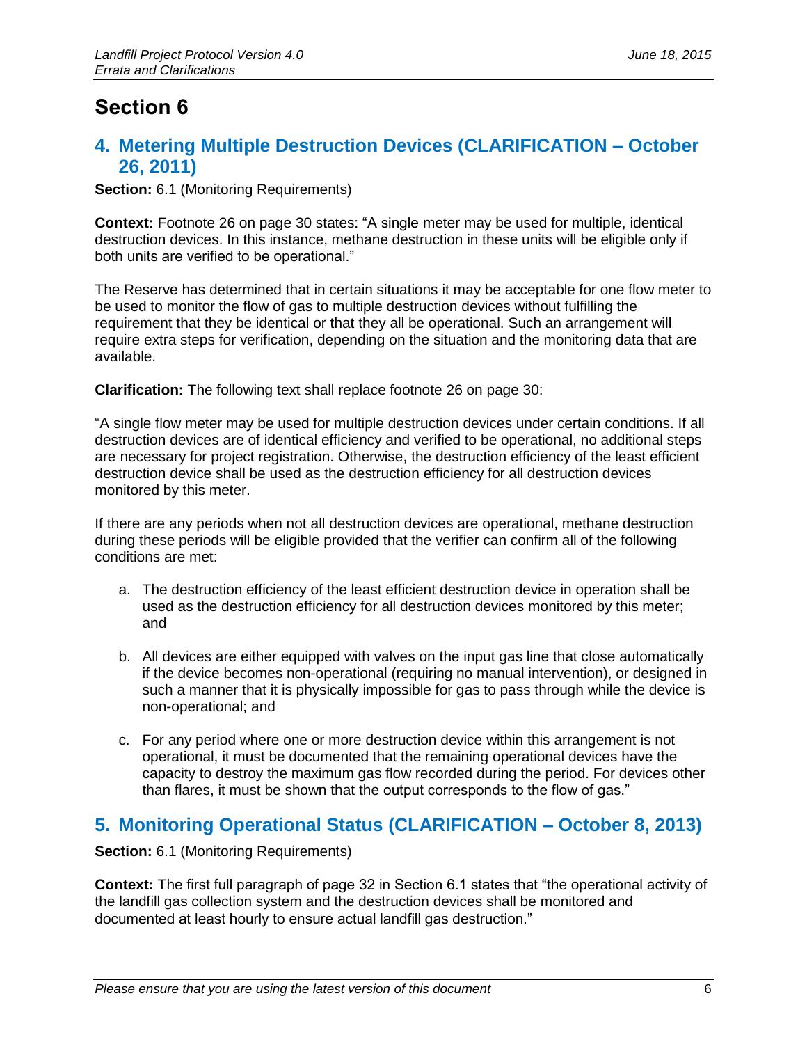# Section 6

## 4. Metering Multiple Destruction Devices (CLARIFICATION – October 26, 2011)

**Section:** 6.1 (Monitoring Requirements)

**Context:** Footnote 26 on page 30 states: "A single meter may be used for multiple, identical destruction devices. In this instance, methane destruction in these units will be eligible only if both units are verified to be operational."

The Reserve has determined that in certain situations it may be acceptable for one flow meter to be used to monitor the flow of gas to multiple destruction devices without fulfilling the requirement that they be identical or that they all be operational. Such an arrangement will require extra steps for verification, depending on the situation and the monitoring data that are available.

**Clarification:** The following text shall replace footnote 26 on page 30:

"A single flow meter may be used for multiple destruction devices under certain conditions. If all destruction devices are of identical efficiency and verified to be operational, no additional steps are necessary for project registration. Otherwise, the destruction efficiency of the least efficient destruction device shall be used as the destruction efficiency for all destruction devices monitored by this meter.

If there are any periods when not all destruction devices are operational, methane destruction during these periods will be eligible provided that the verifier can confirm all of the following conditions are met:

a. The destruction efficiency of the least efficient destruction device in operation shall be used as the destruction efficiency for all destruction devices monitored by this meter; and

b. All devices are either equipped with valves on the input gas line that close automatically if the device becomes non-operational (requiring no manual intervention), or designed in such a manner that it is physically impossible for gas to pass through while the device is non-operational; and

c. For any period where one or more destruction device within this arrangement is not operational, it must be documented that the remaining operational devices have the capacity to destroy the maximum gas flow recorded during the period. For devices other than flares, it must be shown that the output corresponds to the flow of gas."

## 5. Monitoring Operational Status (CLARIFICATION – October 8, 2013)

**Section:** 6.1 (Monitoring Requirements)

**Context:** The first full paragraph of page 32 in Section 6.1 states that "the operational activity of the landfill gas collection system and the destruction devices shall be monitored and documented at least hourly to ensure actual landfill gas destruction."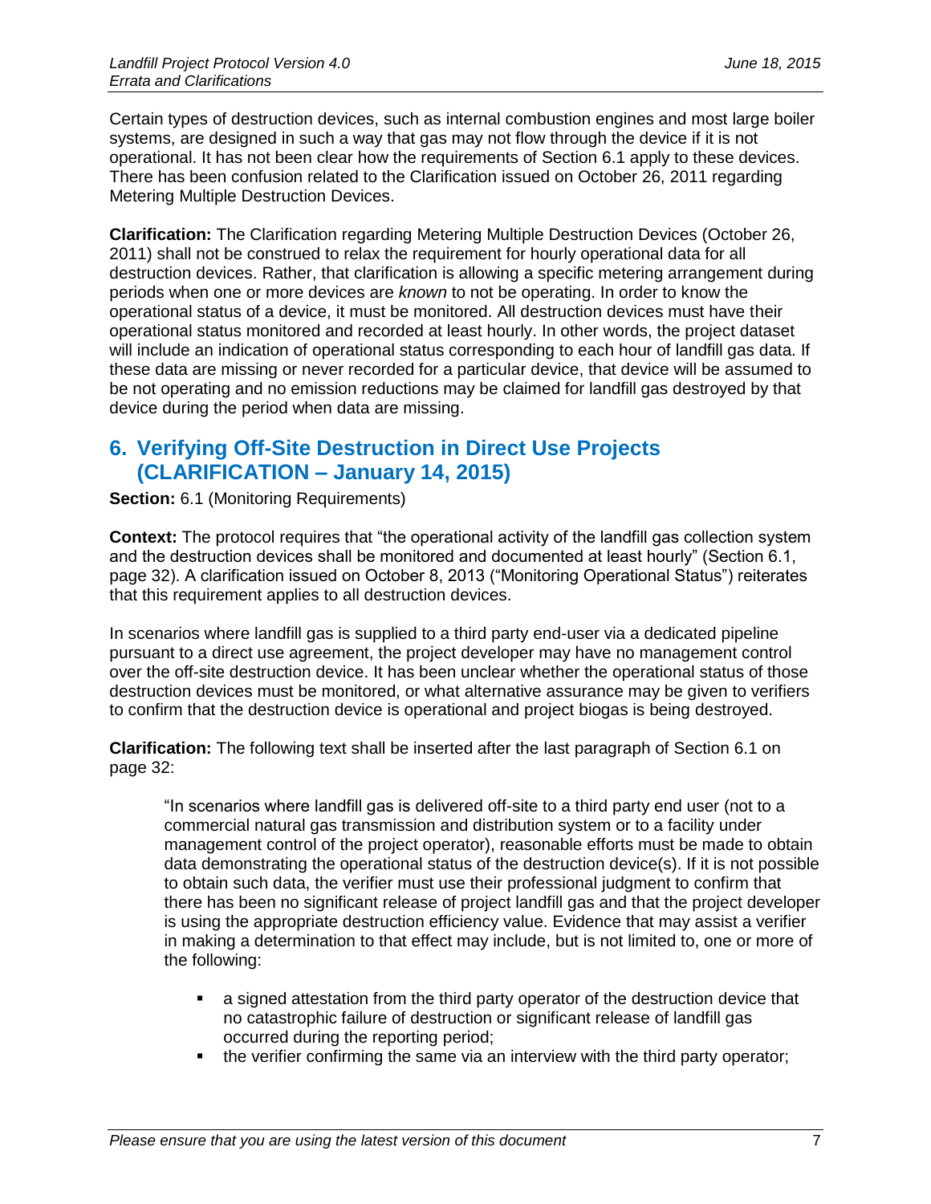Certain types of destruction devices, such as internal combustion engines and most large boiler systems, are designed in such a way that gas may not flow through the device if it is not operational. It has not been clear how the requirements of Section 6.1 apply to these devices. There has been confusion related to the Clarification issued on October 26, 2011 regarding Metering Multiple Destruction Devices.

**Clarification:** The Clarification regarding Metering Multiple Destruction Devices (October 26, 2011) shall not be construed to relax the requirement for hourly operational data for all destruction devices. Rather, that clarification is allowing a specific metering arrangement during periods when one or more devices are *known* to not be operating. In order to know the operational status of a device, it must be monitored. All destruction devices must have their operational status monitored and recorded at least hourly. In other words, the project dataset will include an indication of operational status corresponding to each hour of landfill gas data. If these data are missing or never recorded for a particular device, that device will be assumed to be not operating and no emission reductions may be claimed for landfill gas destroyed by that device during the period when data are missing.

## 6. Verifying Off-Site Destruction in Direct Use Projects (CLARIFICATION – January 14, 2015)

**Section:** 6.1 (Monitoring Requirements)

**Context:** The protocol requires that "the operational activity of the landfill gas collection system and the destruction devices shall be monitored and documented at least hourly" (Section 6.1, page 32). A clarification issued on October 8, 2013 ("Monitoring Operational Status") reiterates that this requirement applies to all destruction devices.

In scenarios where landfill gas is supplied to a third party end-user via a dedicated pipeline pursuant to a direct use agreement, the project developer may have no management control over the off-site destruction device. It has been unclear whether the operational status of those destruction devices must be monitored, or what alternative assurance may be given to verifiers to confirm that the destruction device is operational and project biogas is being destroyed.

**Clarification:** The following text shall be inserted after the last paragraph of Section 6.1 on page 32:

> "In scenarios where landfill gas is delivered off-site to a third party end user (not to a commercial natural gas transmission and distribution system or to a facility under management control of the project operator), reasonable efforts must be made to obtain data demonstrating the operational status of the destruction device(s). If it is not possible to obtain such data, the verifier must use their professional judgment to confirm that there has been no significant release of project landfill gas and that the project developer is using the appropriate destruction efficiency value. Evidence that may assist a verifier in making a determination to that effect may include, but is not limited to, one or more of the following:
>
> - a signed attestation from the third party operator of the destruction device that no catastrophic failure of destruction or significant release of landfill gas occurred during the reporting period;
> - the verifier confirming the same via an interview with the third party operator;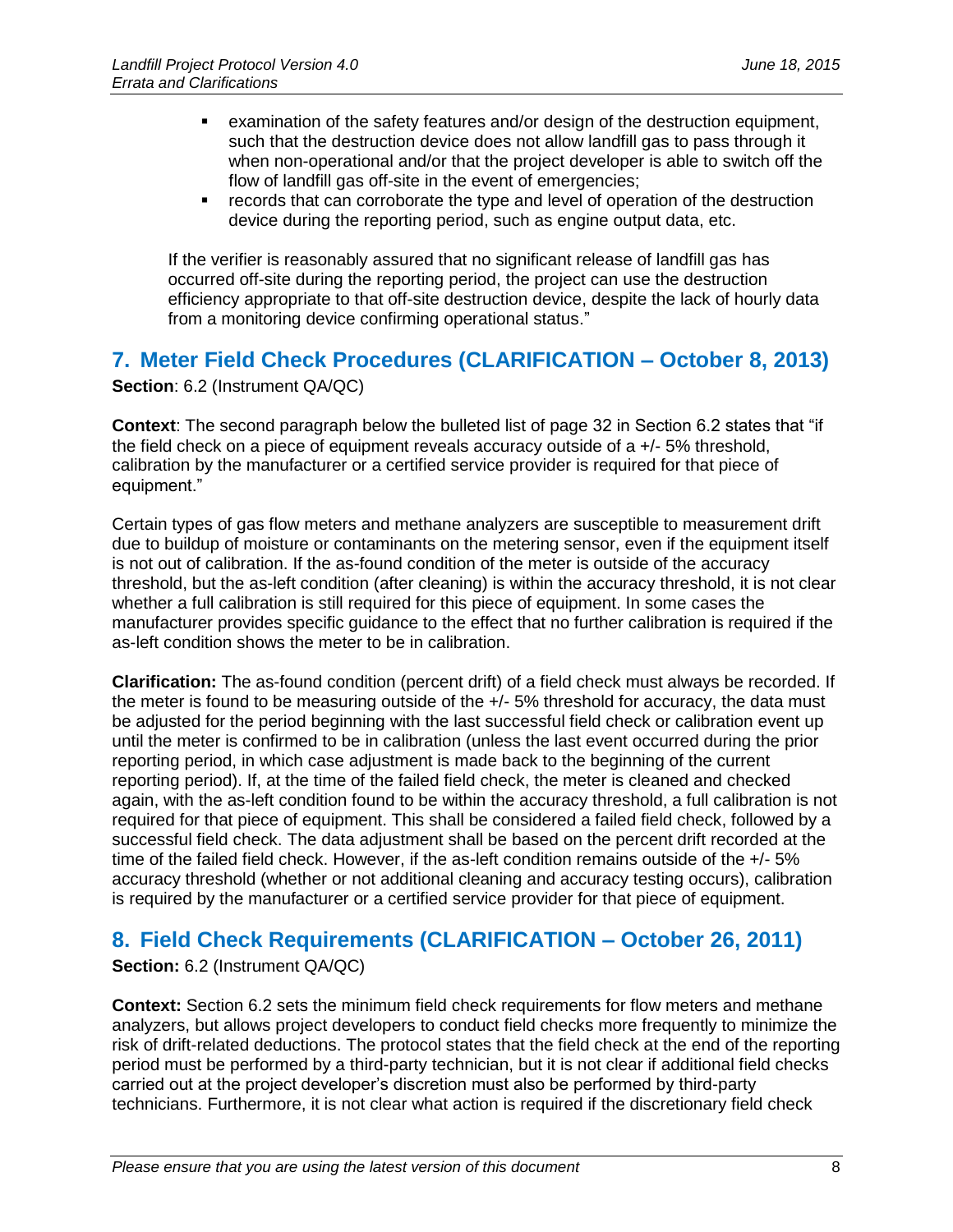- examination of the safety features and/or design of the destruction equipment, such that the destruction device does not allow landfill gas to pass through it when non-operational and/or that the project developer is able to switch off the flow of landfill gas off-site in the event of emergencies;
- records that can corroborate the type and level of operation of the destruction device during the reporting period, such as engine output data, etc.

If the verifier is reasonably assured that no significant release of landfill gas has occurred off-site during the reporting period, the project can use the destruction efficiency appropriate to that off-site destruction device, despite the lack of hourly data from a monitoring device confirming operational status."

## 7. Meter Field Check Procedures (CLARIFICATION – October 8, 2013)

**Section**: 6.2 (Instrument QA/QC)

**Context**: The second paragraph below the bulleted list of page 32 in Section 6.2 states that "if the field check on a piece of equipment reveals accuracy outside of a +/- 5% threshold, calibration by the manufacturer or a certified service provider is required for that piece of equipment."

Certain types of gas flow meters and methane analyzers are susceptible to measurement drift due to buildup of moisture or contaminants on the metering sensor, even if the equipment itself is not out of calibration. If the as-found condition of the meter is outside of the accuracy threshold, but the as-left condition (after cleaning) is within the accuracy threshold, it is not clear whether a full calibration is still required for this piece of equipment. In some cases the manufacturer provides specific guidance to the effect that no further calibration is required if the as-left condition shows the meter to be in calibration.

**Clarification:** The as-found condition (percent drift) of a field check must always be recorded. If the meter is found to be measuring outside of the +/- 5% threshold for accuracy, the data must be adjusted for the period beginning with the last successful field check or calibration event up until the meter is confirmed to be in calibration (unless the last event occurred during the prior reporting period, in which case adjustment is made back to the beginning of the current reporting period). If, at the time of the failed field check, the meter is cleaned and checked again, with the as-left condition found to be within the accuracy threshold, a full calibration is not required for that piece of equipment. This shall be considered a failed field check, followed by a successful field check. The data adjustment shall be based on the percent drift recorded at the time of the failed field check. However, if the as-left condition remains outside of the +/- 5% accuracy threshold (whether or not additional cleaning and accuracy testing occurs), calibration is required by the manufacturer or a certified service provider for that piece of equipment.

## 8. Field Check Requirements (CLARIFICATION – October 26, 2011)

**Section:** 6.2 (Instrument QA/QC)

**Context:** Section 6.2 sets the minimum field check requirements for flow meters and methane analyzers, but allows project developers to conduct field checks more frequently to minimize the risk of drift-related deductions. The protocol states that the field check at the end of the reporting period must be performed by a third-party technician, but it is not clear if additional field checks carried out at the project developer's discretion must also be performed by third-party technicians. Furthermore, it is not clear what action is required if the discretionary field check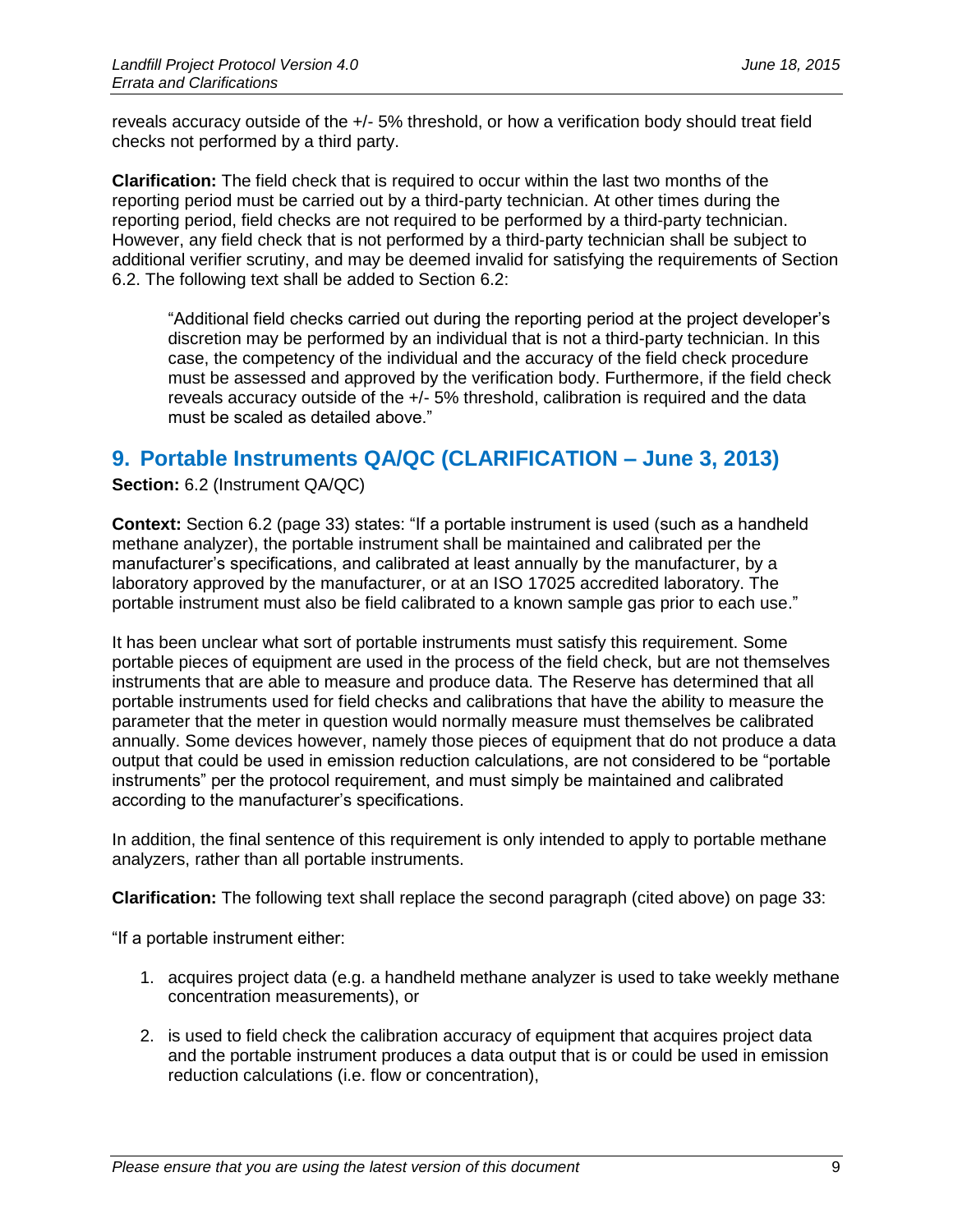reveals accuracy outside of the +/- 5% threshold, or how a verification body should treat field checks not performed by a third party.

**Clarification:** The field check that is required to occur within the last two months of the reporting period must be carried out by a third-party technician. At other times during the reporting period, field checks are not required to be performed by a third-party technician. However, any field check that is not performed by a third-party technician shall be subject to additional verifier scrutiny, and may be deemed invalid for satisfying the requirements of Section 6.2. The following text shall be added to Section 6.2:

> "Additional field checks carried out during the reporting period at the project developer's discretion may be performed by an individual that is not a third-party technician. In this case, the competency of the individual and the accuracy of the field check procedure must be assessed and approved by the verification body. Furthermore, if the field check reveals accuracy outside of the +/- 5% threshold, calibration is required and the data must be scaled as detailed above."

## 9. Portable Instruments QA/QC (CLARIFICATION – June 3, 2013)

**Section:** 6.2 (Instrument QA/QC)

**Context:** Section 6.2 (page 33) states: "If a portable instrument is used (such as a handheld methane analyzer), the portable instrument shall be maintained and calibrated per the manufacturer's specifications, and calibrated at least annually by the manufacturer, by a laboratory approved by the manufacturer, or at an ISO 17025 accredited laboratory. The portable instrument must also be field calibrated to a known sample gas prior to each use."

It has been unclear what sort of portable instruments must satisfy this requirement. Some portable pieces of equipment are used in the process of the field check, but are not themselves instruments that are able to measure and produce data. The Reserve has determined that all portable instruments used for field checks and calibrations that have the ability to measure the parameter that the meter in question would normally measure must themselves be calibrated annually. Some devices however, namely those pieces of equipment that do not produce a data output that could be used in emission reduction calculations, are not considered to be "portable instruments" per the protocol requirement, and must simply be maintained and calibrated according to the manufacturer's specifications.

In addition, the final sentence of this requirement is only intended to apply to portable methane analyzers, rather than all portable instruments.

**Clarification:** The following text shall replace the second paragraph (cited above) on page 33:

"If a portable instrument either:

1. acquires project data (e.g. a handheld methane analyzer is used to take weekly methane concentration measurements), or
2. is used to field check the calibration accuracy of equipment that acquires project data and the portable instrument produces a data output that is or could be used in emission reduction calculations (i.e. flow or concentration),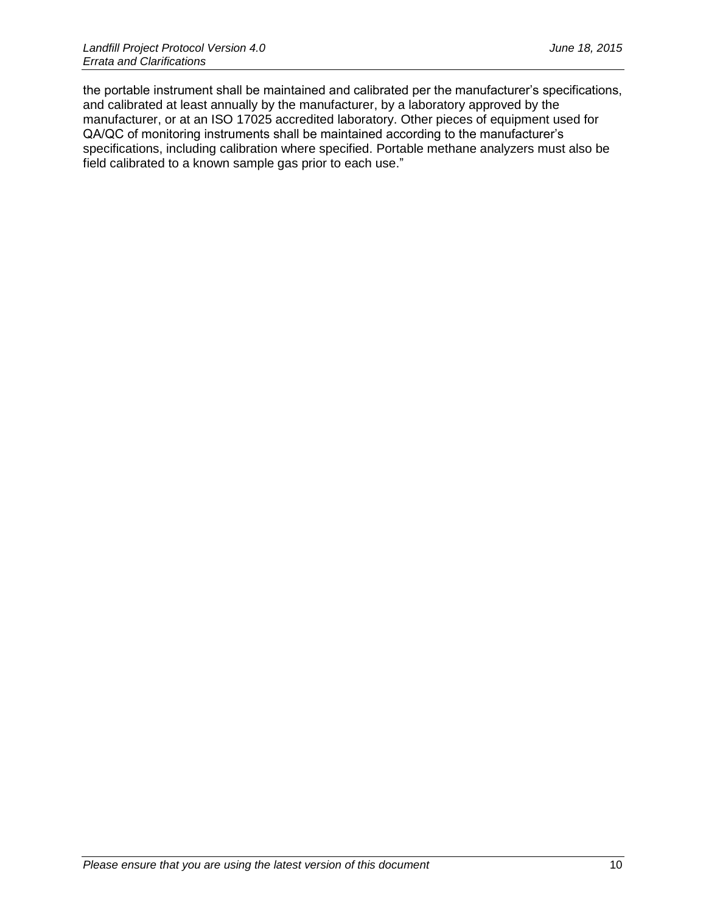the portable instrument shall be maintained and calibrated per the manufacturer's specifications, and calibrated at least annually by the manufacturer, by a laboratory approved by the manufacturer, or at an ISO 17025 accredited laboratory. Other pieces of equipment used for QA/QC of monitoring instruments shall be maintained according to the manufacturer's specifications, including calibration where specified. Portable methane analyzers must also be field calibrated to a known sample gas prior to each use."